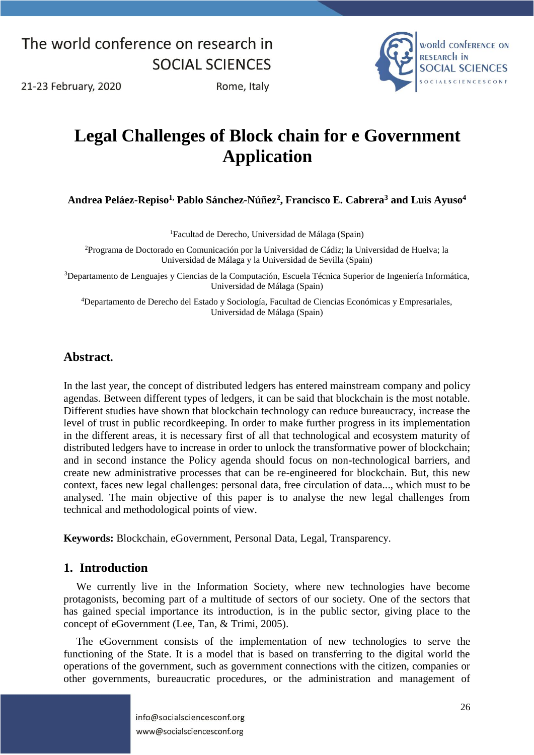# Legal Challenges of Block chain for e Government Application

**Andrea Peláez-Repiso[1,] Pablo Sánchez-Núñez[2], Francisco E. Cabrera[3] and Luis Ayuso[4]**

[1]Facultad de Derecho, Universidad de Málaga (Spain)

[2]Programa de Doctorado en Comunicación por la Universidad de Cádiz; la Universidad de Huelva; la Universidad de Málaga y la Universidad de Sevilla (Spain)

[3]Departamento de Lenguajes y Ciencias de la Computación, Escuela Técnica Superior de Ingeniería Informática, Universidad de Málaga (Spain)

[4]Departamento de Derecho del Estado y Sociología, Facultad de Ciencias Económicas y Empresariales, Universidad de Málaga (Spain)

## Abstract.

In the last year, the concept of distributed ledgers has entered mainstream company and policy agendas. Between different types of ledgers, it can be said that blockchain is the most notable. Different studies have shown that blockchain technology can reduce bureaucracy, increase the level of trust in public recordkeeping. In order to make further progress in its implementation in the different areas, it is necessary first of all that technological and ecosystem maturity of distributed ledgers have to increase in order to unlock the transformative power of blockchain; and in second instance the Policy agenda should focus on non-technological barriers, and create new administrative processes that can be re-engineered for blockchain. But, this new context, faces new legal challenges: personal data, free circulation of data..., which must to be analysed. The main objective of this paper is to analyse the new legal challenges from technical and methodological points of view.

**Keywords:** Blockchain, eGovernment, Personal Data, Legal, Transparency.

## 1. Introduction

We currently live in the Information Society, where new technologies have become protagonists, becoming part of a multitude of sectors of our society. One of the sectors that has gained special importance its introduction, is in the public sector, giving place to the concept of eGovernment (Lee, Tan, & Trimi, 2005).

The eGovernment consists of the implementation of new technologies to serve the functioning of the State. It is a model that is based on transferring to the digital world the operations of the government, such as government connections with the citizen, companies or other governments, bureaucratic procedures, or the administration and management of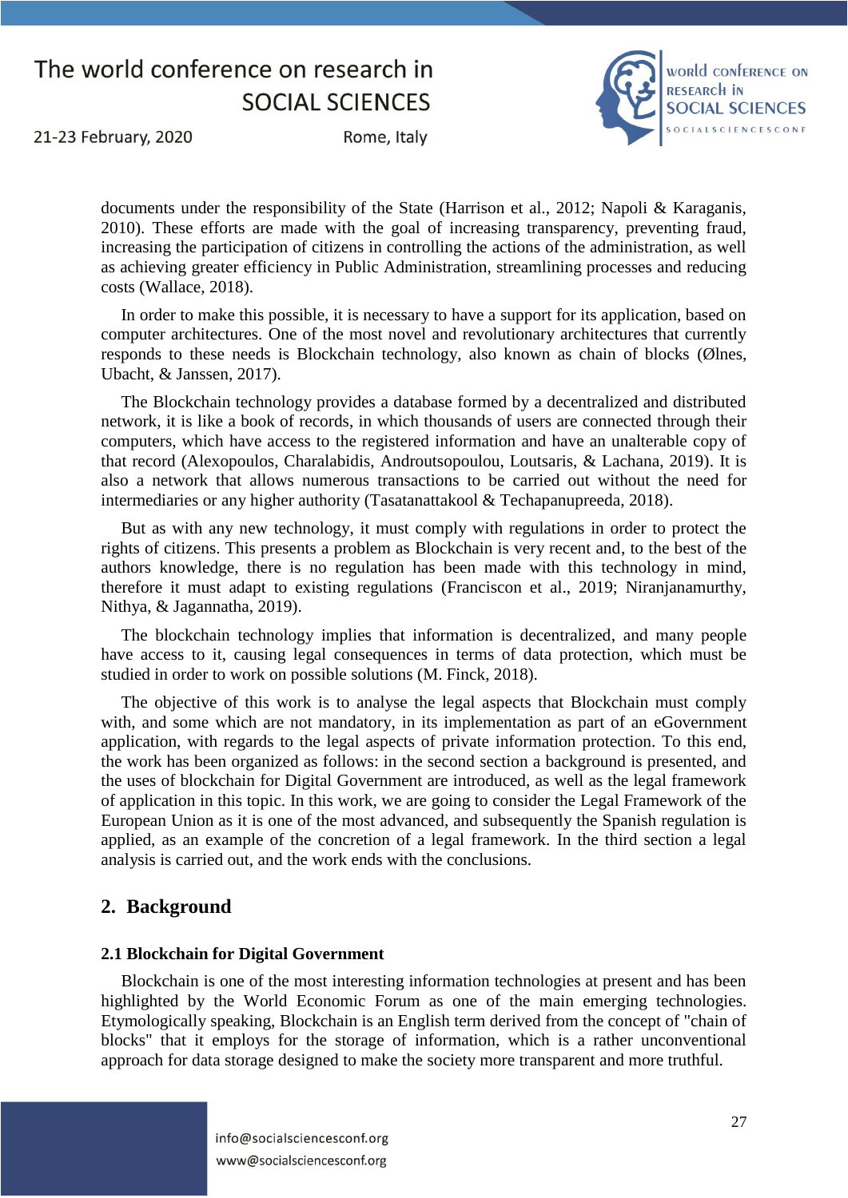documents under the responsibility of the State (Harrison et al., 2012; Napoli & Karaganis, 2010). These efforts are made with the goal of increasing transparency, preventing fraud, increasing the participation of citizens in controlling the actions of the administration, as well as achieving greater efficiency in Public Administration, streamlining processes and reducing costs (Wallace, 2018).

In order to make this possible, it is necessary to have a support for its application, based on computer architectures. One of the most novel and revolutionary architectures that currently responds to these needs is Blockchain technology, also known as chain of blocks (Ølnes, Ubacht, & Janssen, 2017).

The Blockchain technology provides a database formed by a decentralized and distributed network, it is like a book of records, in which thousands of users are connected through their computers, which have access to the registered information and have an unalterable copy of that record (Alexopoulos, Charalabidis, Androutsopoulou, Loutsaris, & Lachana, 2019). It is also a network that allows numerous transactions to be carried out without the need for intermediaries or any higher authority (Tasatanattakool & Techapanupreeda, 2018).

But as with any new technology, it must comply with regulations in order to protect the rights of citizens. This presents a problem as Blockchain is very recent and, to the best of the authors knowledge, there is no regulation has been made with this technology in mind, therefore it must adapt to existing regulations (Franciscon et al., 2019; Niranjanamurthy, Nithya, & Jagannatha, 2019).

The blockchain technology implies that information is decentralized, and many people have access to it, causing legal consequences in terms of data protection, which must be studied in order to work on possible solutions (M. Finck, 2018).

The objective of this work is to analyse the legal aspects that Blockchain must comply with, and some which are not mandatory, in its implementation as part of an eGovernment application, with regards to the legal aspects of private information protection. To this end, the work has been organized as follows: in the second section a background is presented, and the uses of blockchain for Digital Government are introduced, as well as the legal framework of application in this topic. In this work, we are going to consider the Legal Framework of the European Union as it is one of the most advanced, and subsequently the Spanish regulation is applied, as an example of the concretion of a legal framework. In the third section a legal analysis is carried out, and the work ends with the conclusions.

## 2. Background

### 2.1 Blockchain for Digital Government

Blockchain is one of the most interesting information technologies at present and has been highlighted by the World Economic Forum as one of the main emerging technologies. Etymologically speaking, Blockchain is an English term derived from the concept of "chain of blocks" that it employs for the storage of information, which is a rather unconventional approach for data storage designed to make the society more transparent and more truthful.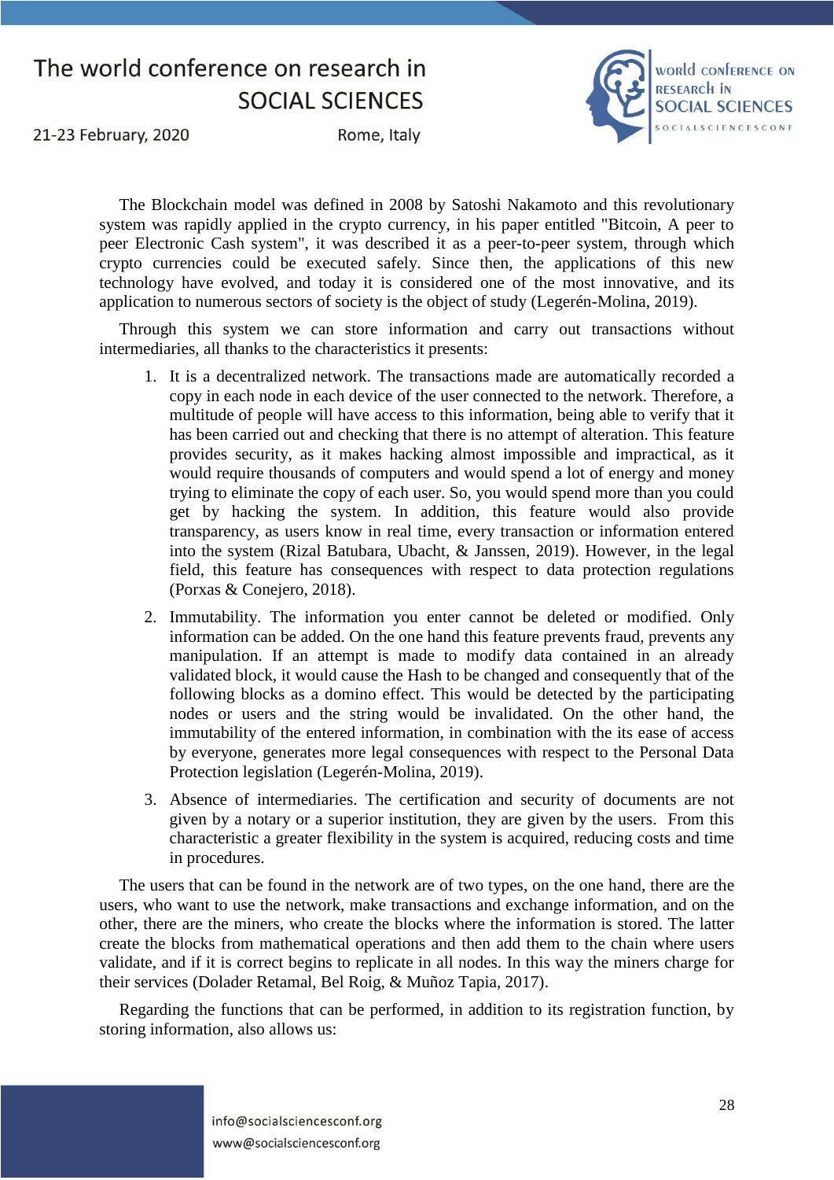The Blockchain model was defined in 2008 by Satoshi Nakamoto and this revolutionary system was rapidly applied in the crypto currency, in his paper entitled "Bitcoin, A peer to peer Electronic Cash system", it was described it as a peer-to-peer system, through which crypto currencies could be executed safely. Since then, the applications of this new technology have evolved, and today it is considered one of the most innovative, and its application to numerous sectors of society is the object of study (Legerén-Molina, 2019).

Through this system we can store information and carry out transactions without intermediaries, all thanks to the characteristics it presents:

1. It is a decentralized network. The transactions made are automatically recorded a copy in each node in each device of the user connected to the network. Therefore, a multitude of people will have access to this information, being able to verify that it has been carried out and checking that there is no attempt of alteration. This feature provides security, as it makes hacking almost impossible and impractical, as it would require thousands of computers and would spend a lot of energy and money trying to eliminate the copy of each user. So, you would spend more than you could get by hacking the system. In addition, this feature would also provide transparency, as users know in real time, every transaction or information entered into the system (Rizal Batubara, Ubacht, & Janssen, 2019). However, in the legal field, this feature has consequences with respect to data protection regulations (Porxas & Conejero, 2018).
2. Immutability. The information you enter cannot be deleted or modified. Only information can be added. On the one hand this feature prevents fraud, prevents any manipulation. If an attempt is made to modify data contained in an already validated block, it would cause the Hash to be changed and consequently that of the following blocks as a domino effect. This would be detected by the participating nodes or users and the string would be invalidated. On the other hand, the immutability of the entered information, in combination with the its ease of access by everyone, generates more legal consequences with respect to the Personal Data Protection legislation (Legerén-Molina, 2019).
3. Absence of intermediaries. The certification and security of documents are not given by a notary or a superior institution, they are given by the users. From this characteristic a greater flexibility in the system is acquired, reducing costs and time in procedures.

The users that can be found in the network are of two types, on the one hand, there are the users, who want to use the network, make transactions and exchange information, and on the other, there are the miners, who create the blocks where the information is stored. The latter create the blocks from mathematical operations and then add them to the chain where users validate, and if it is correct begins to replicate in all nodes. In this way the miners charge for their services (Dolader Retamal, Bel Roig, & Muñoz Tapia, 2017).

Regarding the functions that can be performed, in addition to its registration function, by storing information, also allows us: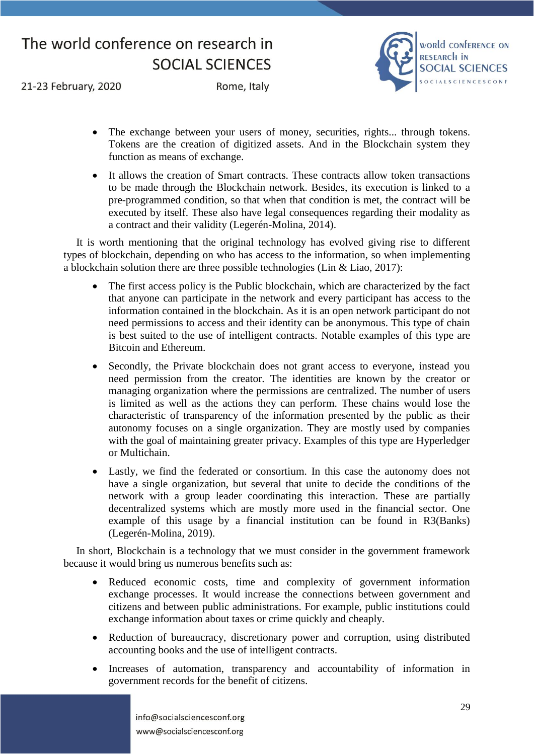- The exchange between your users of money, securities, rights... through tokens. Tokens are the creation of digitized assets. And in the Blockchain system they function as means of exchange.
- It allows the creation of Smart contracts. These contracts allow token transactions to be made through the Blockchain network. Besides, its execution is linked to a pre-programmed condition, so that when that condition is met, the contract will be executed by itself. These also have legal consequences regarding their modality as a contract and their validity (Legerén-Molina, 2014).

It is worth mentioning that the original technology has evolved giving rise to different types of blockchain, depending on who has access to the information, so when implementing a blockchain solution there are three possible technologies (Lin & Liao, 2017):

- The first access policy is the Public blockchain, which are characterized by the fact that anyone can participate in the network and every participant has access to the information contained in the blockchain. As it is an open network participant do not need permissions to access and their identity can be anonymous. This type of chain is best suited to the use of intelligent contracts. Notable examples of this type are Bitcoin and Ethereum.
- Secondly, the Private blockchain does not grant access to everyone, instead you need permission from the creator. The identities are known by the creator or managing organization where the permissions are centralized. The number of users is limited as well as the actions they can perform. These chains would lose the characteristic of transparency of the information presented by the public as their autonomy focuses on a single organization. They are mostly used by companies with the goal of maintaining greater privacy. Examples of this type are Hyperledger or Multichain.
- Lastly, we find the federated or consortium. In this case the autonomy does not have a single organization, but several that unite to decide the conditions of the network with a group leader coordinating this interaction. These are partially decentralized systems which are mostly more used in the financial sector. One example of this usage by a financial institution can be found in R3(Banks) (Legerén-Molina, 2019).

In short, Blockchain is a technology that we must consider in the government framework because it would bring us numerous benefits such as:

- Reduced economic costs, time and complexity of government information exchange processes. It would increase the connections between government and citizens and between public administrations. For example, public institutions could exchange information about taxes or crime quickly and cheaply.
- Reduction of bureaucracy, discretionary power and corruption, using distributed accounting books and the use of intelligent contracts.
- Increases of automation, transparency and accountability of information in government records for the benefit of citizens.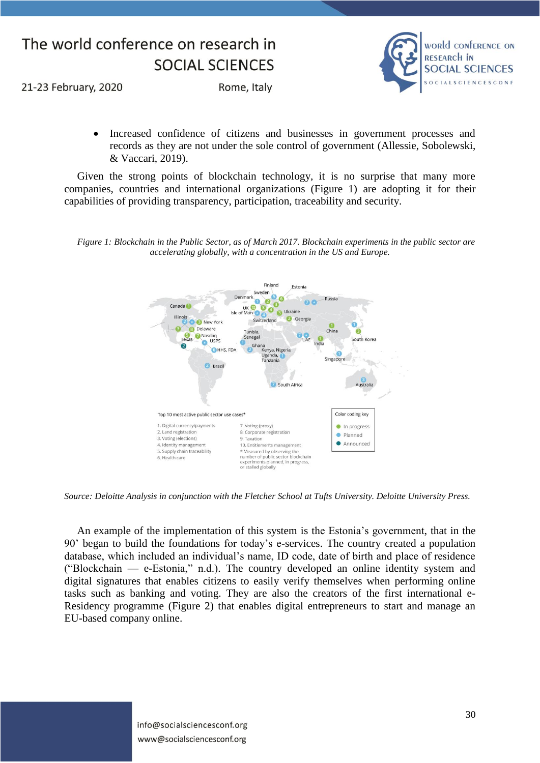- Increased confidence of citizens and businesses in government processes and records as they are not under the sole control of government (Allessie, Sobolewski, & Vaccari, 2019).

Given the strong points of blockchain technology, it is no surprise that many more companies, countries and international organizations (Figure 1) are adopting it for their capabilities of providing transparency, participation, traceability and security.

*Figure 1: Blockchain in the Public Sector, as of March 2017. Blockchain experiments in the public sector are accelerating globally, with a concentration in the US and Europe.*

*Source: Deloitte Analysis in conjunction with the Fletcher School at Tufts University. Deloitte University Press.*

An example of the implementation of this system is the Estonia's government, that in the 90' began to build the foundations for today's e-services. The country created a population database, which included an individual's name, ID code, date of birth and place of residence ("Blockchain — e-Estonia," n.d.). The country developed an online identity system and digital signatures that enables citizens to easily verify themselves when performing online tasks such as banking and voting. They are also the creators of the first international e-Residency programme (Figure 2) that enables digital entrepreneurs to start and manage an EU-based company online.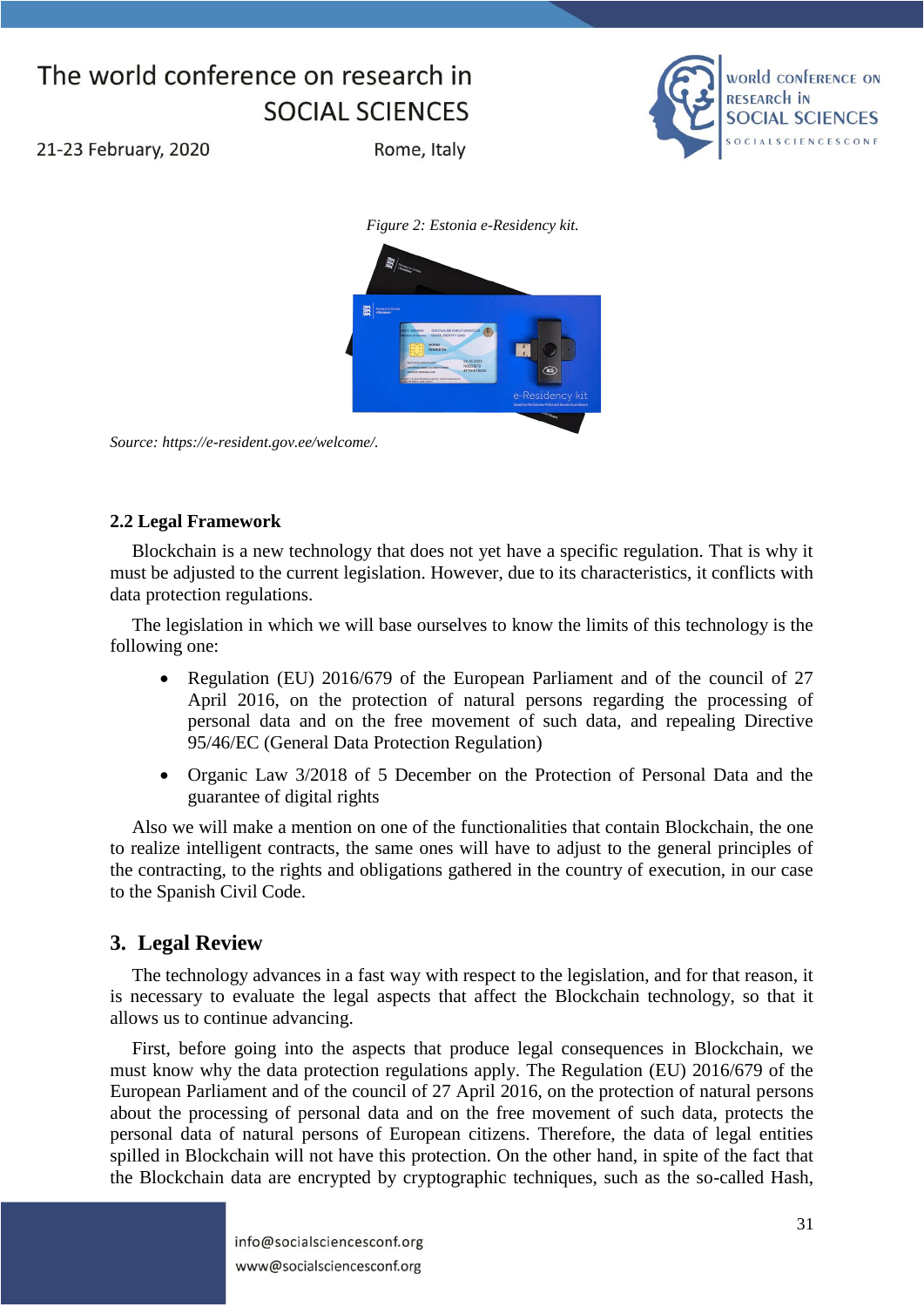*Figure 2: Estonia e-Residency kit.*

*Source: https://e-resident.gov.ee/welcome/.*

### 2.2 Legal Framework

Blockchain is a new technology that does not yet have a specific regulation. That is why it must be adjusted to the current legislation. However, due to its characteristics, it conflicts with data protection regulations.

The legislation in which we will base ourselves to know the limits of this technology is the following one:

- Regulation (EU) 2016/679 of the European Parliament and of the council of 27 April 2016, on the protection of natural persons regarding the processing of personal data and on the free movement of such data, and repealing Directive 95/46/EC (General Data Protection Regulation)
- Organic Law 3/2018 of 5 December on the Protection of Personal Data and the guarantee of digital rights

Also we will make a mention on one of the functionalities that contain Blockchain, the one to realize intelligent contracts, the same ones will have to adjust to the general principles of the contracting, to the rights and obligations gathered in the country of execution, in our case to the Spanish Civil Code.

## 3. Legal Review

The technology advances in a fast way with respect to the legislation, and for that reason, it is necessary to evaluate the legal aspects that affect the Blockchain technology, so that it allows us to continue advancing.

First, before going into the aspects that produce legal consequences in Blockchain, we must know why the data protection regulations apply. The Regulation (EU) 2016/679 of the European Parliament and of the council of 27 April 2016, on the protection of natural persons about the processing of personal data and on the free movement of such data, protects the personal data of natural persons of European citizens. Therefore, the data of legal entities spilled in Blockchain will not have this protection. On the other hand, in spite of the fact that the Blockchain data are encrypted by cryptographic techniques, such as the so-called Hash,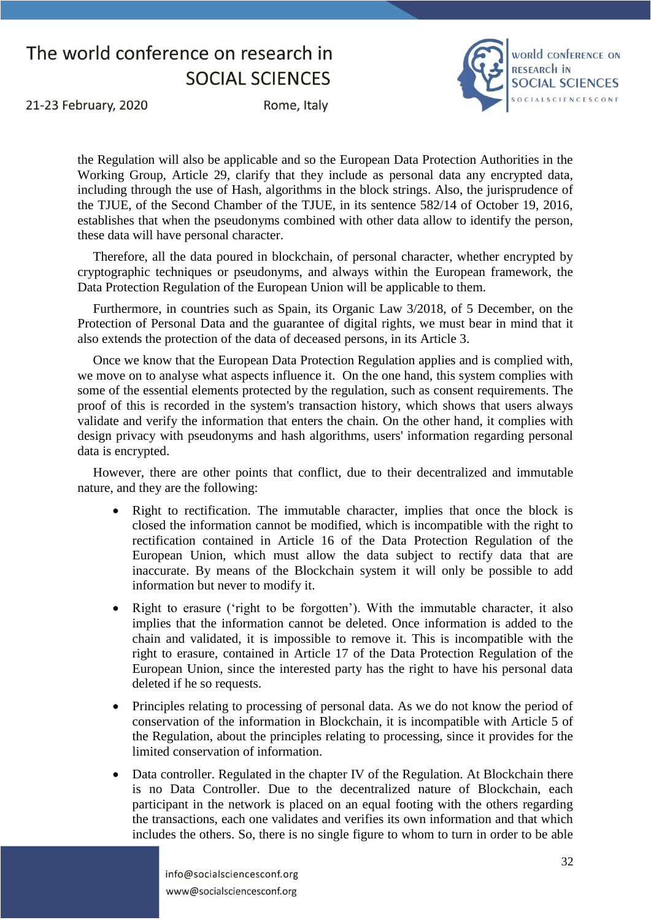the Regulation will also be applicable and so the European Data Protection Authorities in the Working Group, Article 29, clarify that they include as personal data any encrypted data, including through the use of Hash, algorithms in the block strings. Also, the jurisprudence of the TJUE, of the Second Chamber of the TJUE, in its sentence 582/14 of October 19, 2016, establishes that when the pseudonyms combined with other data allow to identify the person, these data will have personal character.

Therefore, all the data poured in blockchain, of personal character, whether encrypted by cryptographic techniques or pseudonyms, and always within the European framework, the Data Protection Regulation of the European Union will be applicable to them.

Furthermore, in countries such as Spain, its Organic Law 3/2018, of 5 December, on the Protection of Personal Data and the guarantee of digital rights, we must bear in mind that it also extends the protection of the data of deceased persons, in its Article 3.

Once we know that the European Data Protection Regulation applies and is complied with, we move on to analyse what aspects influence it. On the one hand, this system complies with some of the essential elements protected by the regulation, such as consent requirements. The proof of this is recorded in the system's transaction history, which shows that users always validate and verify the information that enters the chain. On the other hand, it complies with design privacy with pseudonyms and hash algorithms, users' information regarding personal data is encrypted.

However, there are other points that conflict, due to their decentralized and immutable nature, and they are the following:

- Right to rectification. The immutable character, implies that once the block is closed the information cannot be modified, which is incompatible with the right to rectification contained in Article 16 of the Data Protection Regulation of the European Union, which must allow the data subject to rectify data that are inaccurate. By means of the Blockchain system it will only be possible to add information but never to modify it.
- Right to erasure ('right to be forgotten'). With the immutable character, it also implies that the information cannot be deleted. Once information is added to the chain and validated, it is impossible to remove it. This is incompatible with the right to erasure, contained in Article 17 of the Data Protection Regulation of the European Union, since the interested party has the right to have his personal data deleted if he so requests.
- Principles relating to processing of personal data. As we do not know the period of conservation of the information in Blockchain, it is incompatible with Article 5 of the Regulation, about the principles relating to processing, since it provides for the limited conservation of information.
- Data controller. Regulated in the chapter IV of the Regulation. At Blockchain there is no Data Controller. Due to the decentralized nature of Blockchain, each participant in the network is placed on an equal footing with the others regarding the transactions, each one validates and verifies its own information and that which includes the others. So, there is no single figure to whom to turn in order to be able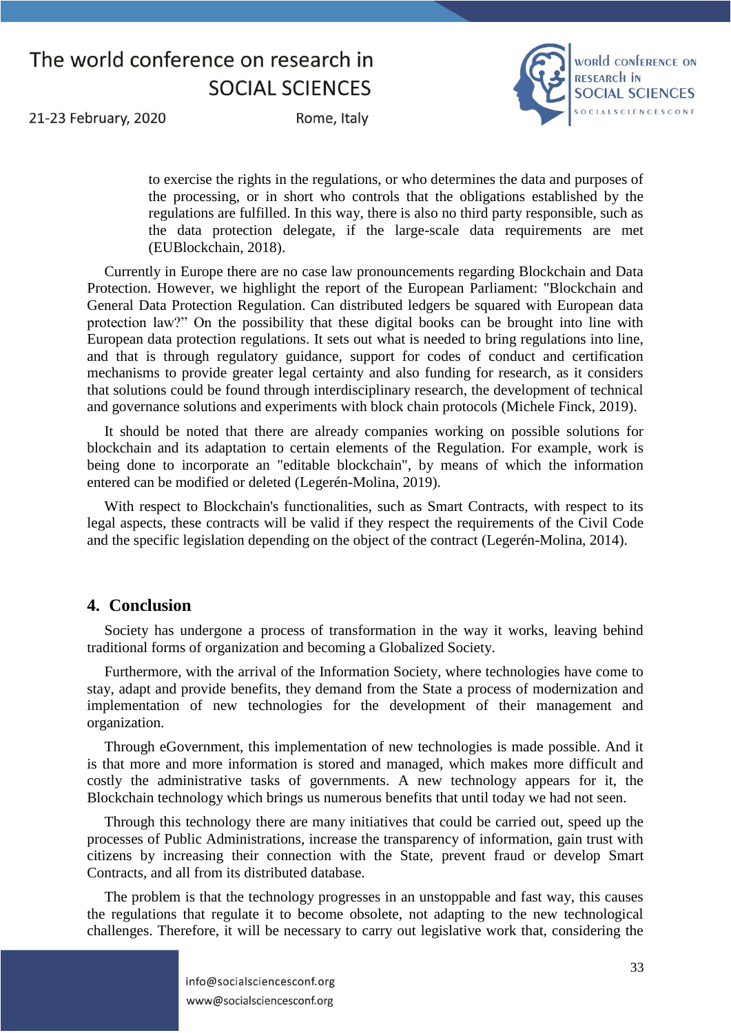to exercise the rights in the regulations, or who determines the data and purposes of the processing, or in short who controls that the obligations established by the regulations are fulfilled. In this way, there is also no third party responsible, such as the data protection delegate, if the large-scale data requirements are met (EUBlockchain, 2018).

Currently in Europe there are no case law pronouncements regarding Blockchain and Data Protection. However, we highlight the report of the European Parliament: "Blockchain and General Data Protection Regulation. Can distributed ledgers be squared with European data protection law?" On the possibility that these digital books can be brought into line with European data protection regulations. It sets out what is needed to bring regulations into line, and that is through regulatory guidance, support for codes of conduct and certification mechanisms to provide greater legal certainty and also funding for research, as it considers that solutions could be found through interdisciplinary research, the development of technical and governance solutions and experiments with block chain protocols (Michele Finck, 2019).

It should be noted that there are already companies working on possible solutions for blockchain and its adaptation to certain elements of the Regulation. For example, work is being done to incorporate an "editable blockchain", by means of which the information entered can be modified or deleted (Legerén-Molina, 2019).

With respect to Blockchain's functionalities, such as Smart Contracts, with respect to its legal aspects, these contracts will be valid if they respect the requirements of the Civil Code and the specific legislation depending on the object of the contract (Legerén-Molina, 2014).

## 4. Conclusion

Society has undergone a process of transformation in the way it works, leaving behind traditional forms of organization and becoming a Globalized Society.

Furthermore, with the arrival of the Information Society, where technologies have come to stay, adapt and provide benefits, they demand from the State a process of modernization and implementation of new technologies for the development of their management and organization.

Through eGovernment, this implementation of new technologies is made possible. And it is that more and more information is stored and managed, which makes more difficult and costly the administrative tasks of governments. A new technology appears for it, the Blockchain technology which brings us numerous benefits that until today we had not seen.

Through this technology there are many initiatives that could be carried out, speed up the processes of Public Administrations, increase the transparency of information, gain trust with citizens by increasing their connection with the State, prevent fraud or develop Smart Contracts, and all from its distributed database.

The problem is that the technology progresses in an unstoppable and fast way, this causes the regulations that regulate it to become obsolete, not adapting to the new technological challenges. Therefore, it will be necessary to carry out legislative work that, considering the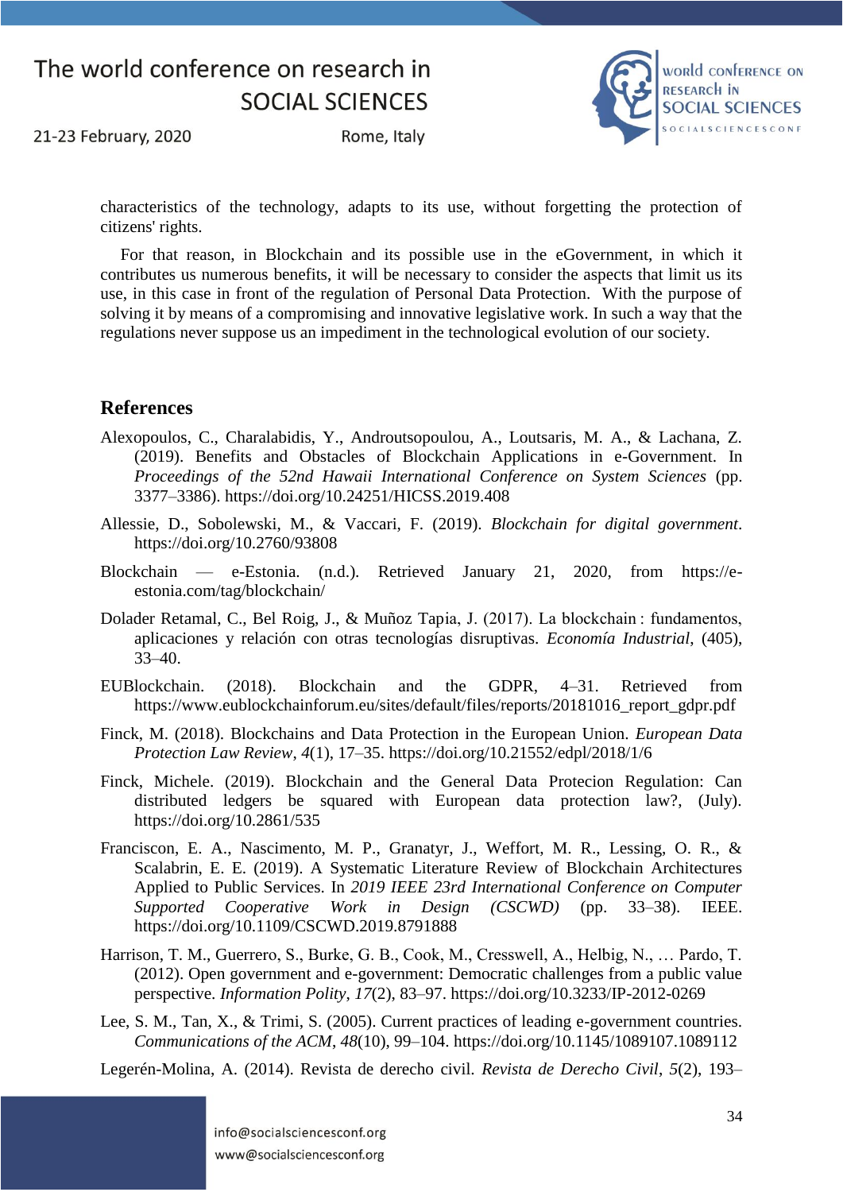characteristics of the technology, adapts to its use, without forgetting the protection of citizens' rights.

For that reason, in Blockchain and its possible use in the eGovernment, in which it contributes us numerous benefits, it will be necessary to consider the aspects that limit us its use, in this case in front of the regulation of Personal Data Protection. With the purpose of solving it by means of a compromising and innovative legislative work. In such a way that the regulations never suppose us an impediment in the technological evolution of our society.

## References

Alexopoulos, C., Charalabidis, Y., Androutsopoulou, A., Loutsaris, M. A., & Lachana, Z. (2019). Benefits and Obstacles of Blockchain Applications in e-Government. In *Proceedings of the 52nd Hawaii International Conference on System Sciences* (pp. 3377–3386). https://doi.org/10.24251/HICSS.2019.408

Allessie, D., Sobolewski, M., & Vaccari, F. (2019). *Blockchain for digital government*. https://doi.org/10.2760/93808

Blockchain — e-Estonia. (n.d.). Retrieved January 21, 2020, from https://e-estonia.com/tag/blockchain/

Dolader Retamal, C., Bel Roig, J., & Muñoz Tapia, J. (2017). La blockchain : fundamentos, aplicaciones y relación con otras tecnologías disruptivas. *Economía Industrial*, (405), 33–40.

EUBlockchain. (2018). Blockchain and the GDPR, 4–31. Retrieved from https://www.eublockchainforum.eu/sites/default/files/reports/20181016_report_gdpr.pdf

Finck, M. (2018). Blockchains and Data Protection in the European Union. *European Data Protection Law Review*, *4*(1), 17–35. https://doi.org/10.21552/edpl/2018/1/6

Finck, Michele. (2019). Blockchain and the General Data Protecion Regulation: Can distributed ledgers be squared with European data protection law?, (July). https://doi.org/10.2861/535

Franciscon, E. A., Nascimento, M. P., Granatyr, J., Weffort, M. R., Lessing, O. R., & Scalabrin, E. E. (2019). A Systematic Literature Review of Blockchain Architectures Applied to Public Services. In *2019 IEEE 23rd International Conference on Computer Supported Cooperative Work in Design (CSCWD)* (pp. 33–38). IEEE. https://doi.org/10.1109/CSCWD.2019.8791888

Harrison, T. M., Guerrero, S., Burke, G. B., Cook, M., Cresswell, A., Helbig, N., … Pardo, T. (2012). Open government and e-government: Democratic challenges from a public value perspective. *Information Polity*, *17*(2), 83–97. https://doi.org/10.3233/IP-2012-0269

Lee, S. M., Tan, X., & Trimi, S. (2005). Current practices of leading e-government countries. *Communications of the ACM*, *48*(10), 99–104. https://doi.org/10.1145/1089107.1089112

Legerén-Molina, A. (2014). Revista de derecho civil. *Revista de Derecho Civil*, *5*(2), 193–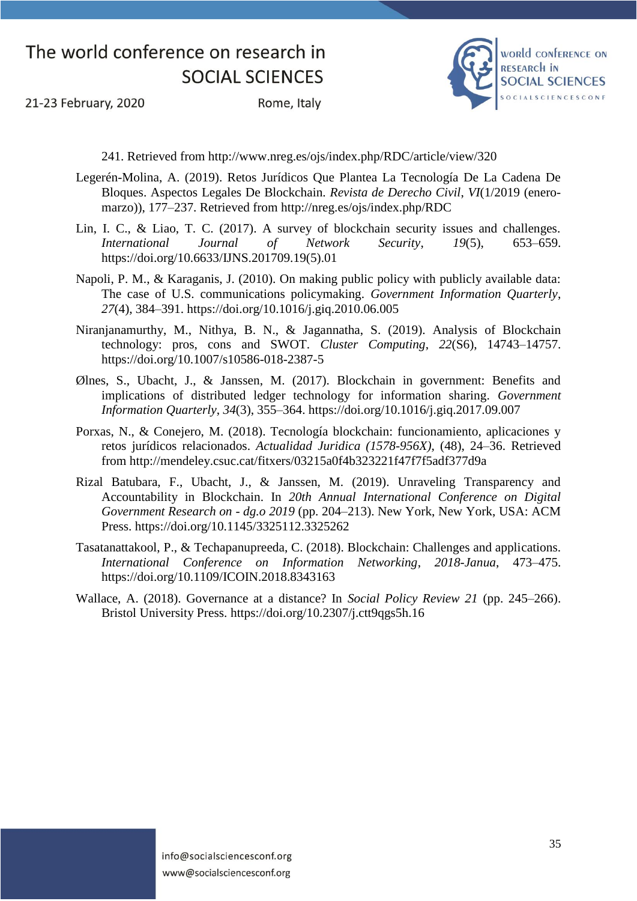241. Retrieved from http://www.nreg.es/ojs/index.php/RDC/article/view/320

Legerén-Molina, A. (2019). Retos Jurídicos Que Plantea La Tecnología De La Cadena De Bloques. Aspectos Legales De Blockchain. *Revista de Derecho Civil*, *VI*(1/2019 (enero-marzo)), 177–237. Retrieved from http://nreg.es/ojs/index.php/RDC

Lin, I. C., & Liao, T. C. (2017). A survey of blockchain security issues and challenges. *International Journal of Network Security*, *19*(5), 653–659. https://doi.org/10.6633/IJNS.201709.19(5).01

Napoli, P. M., & Karaganis, J. (2010). On making public policy with publicly available data: The case of U.S. communications policymaking. *Government Information Quarterly*, *27*(4), 384–391. https://doi.org/10.1016/j.giq.2010.06.005

Niranjanamurthy, M., Nithya, B. N., & Jagannatha, S. (2019). Analysis of Blockchain technology: pros, cons and SWOT. *Cluster Computing*, *22*(S6), 14743–14757. https://doi.org/10.1007/s10586-018-2387-5

Ølnes, S., Ubacht, J., & Janssen, M. (2017). Blockchain in government: Benefits and implications of distributed ledger technology for information sharing. *Government Information Quarterly*, *34*(3), 355–364. https://doi.org/10.1016/j.giq.2017.09.007

Porxas, N., & Conejero, M. (2018). Tecnología blockchain: funcionamiento, aplicaciones y retos jurídicos relacionados. *Actualidad Juridica (1578-956X)*, (48), 24–36. Retrieved from http://mendeley.csuc.cat/fitxers/03215a0f4b323221f47f7f5adf377d9a

Rizal Batubara, F., Ubacht, J., & Janssen, M. (2019). Unraveling Transparency and Accountability in Blockchain. In *20th Annual International Conference on Digital Government Research on - dg.o 2019* (pp. 204–213). New York, New York, USA: ACM Press. https://doi.org/10.1145/3325112.3325262

Tasatanattakool, P., & Techapanupreeda, C. (2018). Blockchain: Challenges and applications. *International Conference on Information Networking*, *2018-Janua*, 473–475. https://doi.org/10.1109/ICOIN.2018.8343163

Wallace, A. (2018). Governance at a distance? In *Social Policy Review 21* (pp. 245–266). Bristol University Press. https://doi.org/10.2307/j.ctt9qgs5h.16